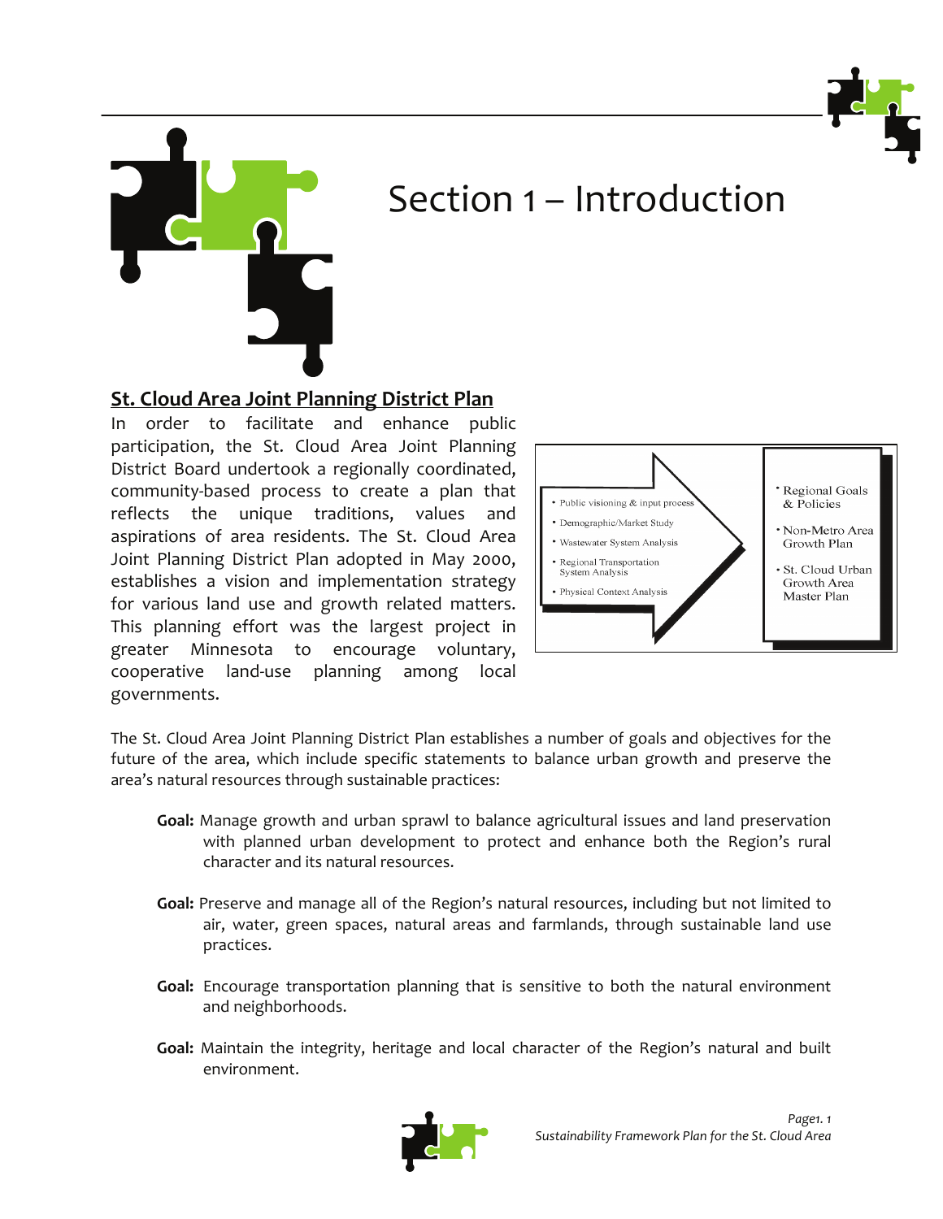# Section 1 – Introduction

## St. Cloud Area Joint Planning District Plan

In order to facilitate and enhance public participation, the St. Cloud Area Joint Planning District Board undertook a regionally coordinated, community-based process to create a plan that reflects the unique traditions, values and aspirations of area residents. The St. Cloud Area Joint Planning District Plan adopted in May 2000, establishes a vision and implementation strategy for various land use and growth related matters. This planning effort was the largest project in greater Minnesota to encourage voluntary, cooperative land-use planning among local governments.

- Public visioning & input process
- Demographic/Market Study
- Wastewater System Analysis
- Regional Transportation System Analysis
- Physical Context Analysis

- Regional Goals & Policies
- Non-Metro Area Growth Plan
- St. Cloud Urban Growth Area Master Plan

The St. Cloud Area Joint Planning District Plan establishes a number of goals and objectives for the future of the area, which include specific statements to balance urban growth and preserve the area's natural resources through sustainable practices:

**Goal:** Manage growth and urban sprawl to balance agricultural issues and land preservation with planned urban development to protect and enhance both the Region's rural character and its natural resources.

**Goal:** Preserve and manage all of the Region's natural resources, including but not limited to air, water, green spaces, natural areas and farmlands, through sustainable land use practices.

**Goal:** Encourage transportation planning that is sensitive to both the natural environment and neighborhoods.

**Goal:** Maintain the integrity, heritage and local character of the Region's natural and built environment.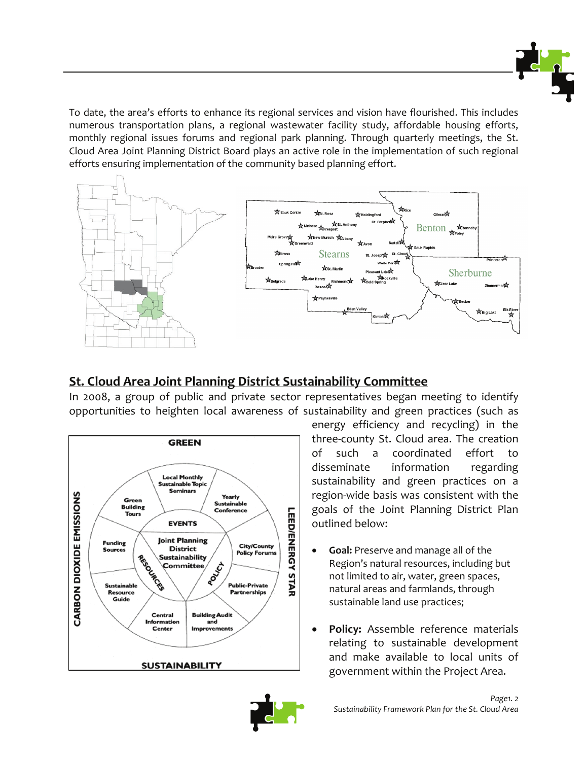To date, the area's efforts to enhance its regional services and vision have flourished. This includes numerous transportation plans, a regional wastewater facility study, affordable housing efforts, monthly regional issues forums and regional park planning. Through quarterly meetings, the St. Cloud Area Joint Planning District Board plays an active role in the implementation of such regional efforts ensuring implementation of the community based planning effort.

## St. Cloud Area Joint Planning District Sustainability Committee

In 2008, a group of public and private sector representatives began meeting to identify opportunities to heighten local awareness of sustainability and green practices (such as energy efficiency and recycling) in the three-county St. Cloud area. The creation of such a coordinated effort to disseminate information regarding sustainability and green practices on a region-wide basis was consistent with the goals of the Joint Planning District Plan outlined below:

- **Goal:** Preserve and manage all of the Region's natural resources, including but not limited to air, water, green spaces, natural areas and farmlands, through sustainable land use practices;

- **Policy:** Assemble reference materials relating to sustainable development and make available to local units of government within the Project Area.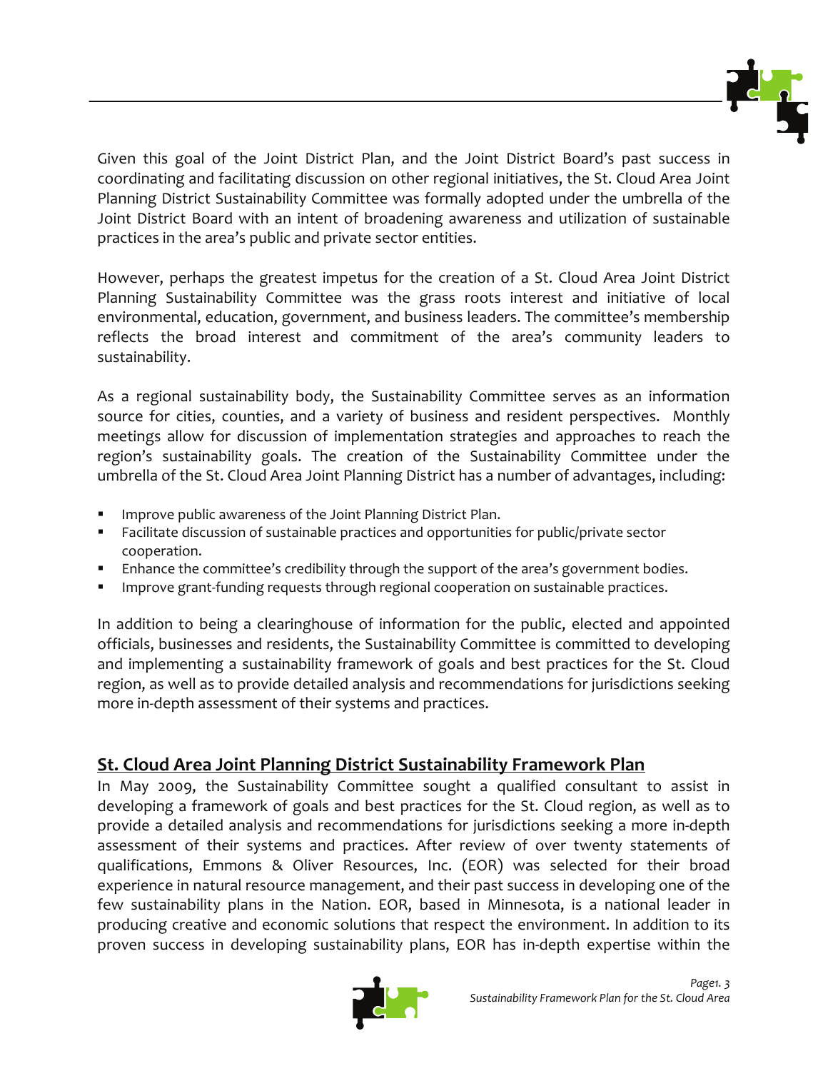Given this goal of the Joint District Plan, and the Joint District Board's past success in coordinating and facilitating discussion on other regional initiatives, the St. Cloud Area Joint Planning District Sustainability Committee was formally adopted under the umbrella of the Joint District Board with an intent of broadening awareness and utilization of sustainable practices in the area's public and private sector entities.

However, perhaps the greatest impetus for the creation of a St. Cloud Area Joint District Planning Sustainability Committee was the grass roots interest and initiative of local environmental, education, government, and business leaders. The committee's membership reflects the broad interest and commitment of the area's community leaders to sustainability.

As a regional sustainability body, the Sustainability Committee serves as an information source for cities, counties, and a variety of business and resident perspectives. Monthly meetings allow for discussion of implementation strategies and approaches to reach the region's sustainability goals. The creation of the Sustainability Committee under the umbrella of the St. Cloud Area Joint Planning District has a number of advantages, including:

- Improve public awareness of the Joint Planning District Plan.
- Facilitate discussion of sustainable practices and opportunities for public/private sector cooperation.
- Enhance the committee's credibility through the support of the area's government bodies.
- Improve grant-funding requests through regional cooperation on sustainable practices.

In addition to being a clearinghouse of information for the public, elected and appointed officials, businesses and residents, the Sustainability Committee is committed to developing and implementing a sustainability framework of goals and best practices for the St. Cloud region, as well as to provide detailed analysis and recommendations for jurisdictions seeking more in-depth assessment of their systems and practices.

## St. Cloud Area Joint Planning District Sustainability Framework Plan

In May 2009, the Sustainability Committee sought a qualified consultant to assist in developing a framework of goals and best practices for the St. Cloud region, as well as to provide a detailed analysis and recommendations for jurisdictions seeking a more in-depth assessment of their systems and practices. After review of over twenty statements of qualifications, Emmons & Oliver Resources, Inc. (EOR) was selected for their broad experience in natural resource management, and their past success in developing one of the few sustainability plans in the Nation. EOR, based in Minnesota, is a national leader in producing creative and economic solutions that respect the environment. In addition to its proven success in developing sustainability plans, EOR has in-depth expertise within the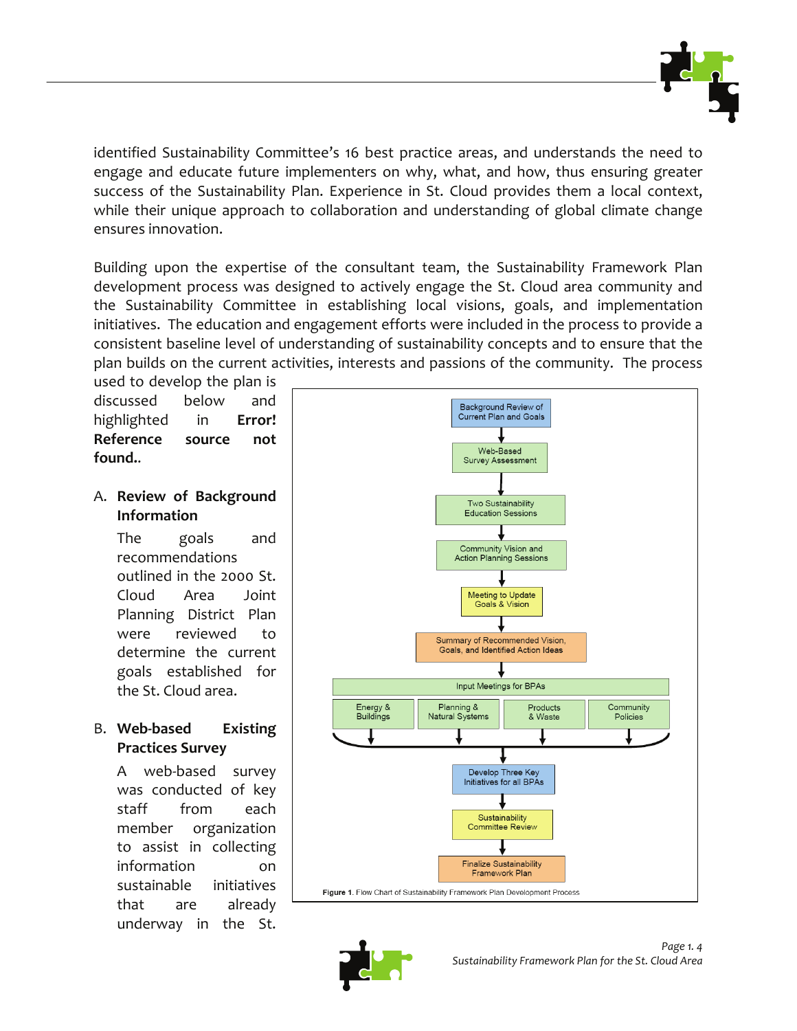identified Sustainability Committee's 16 best practice areas, and understands the need to engage and educate future implementers on why, what, and how, thus ensuring greater success of the Sustainability Plan. Experience in St. Cloud provides them a local context, while their unique approach to collaboration and understanding of global climate change ensures innovation.

Building upon the expertise of the consultant team, the Sustainability Framework Plan development process was designed to actively engage the St. Cloud area community and the Sustainability Committee in establishing local visions, goals, and implementation initiatives. The education and engagement efforts were included in the process to provide a consistent baseline level of understanding of sustainability concepts and to ensure that the plan builds on the current activities, interests and passions of the community. The process used to develop the plan is discussed below and highlighted in **Error! Reference source not found.**.

Background Review of Current Plan and Goals
↓
Web-Based Survey Assessment
↓
Two Sustainability Education Sessions
↓
Community Vision and Action Planning Sessions
↓
Meeting to Update Goals & Vision
↓
Summary of Recommended Vision, Goals, and Identified Action Ideas
↓
Input Meetings for BPAs
- Energy & Buildings
- Planning & Natural Systems
- Products & Waste
- Community Policies

↓
Develop Three Key Initiatives for all BPAs
↓
Sustainability Committee Review
↓
Finalize Sustainability Framework Plan

**Figure 1**. Flow Chart of Sustainability Framework Plan Development Process

A. **Review of Background Information**

   The goals and recommendations outlined in the 2000 St. Cloud Area Joint Planning District Plan were reviewed to determine the current goals established for the St. Cloud area.

B. **Web-based Existing Practices Survey**

   A web-based survey was conducted of key staff from each member organization to assist in collecting information on sustainable initiatives that are already underway in the St.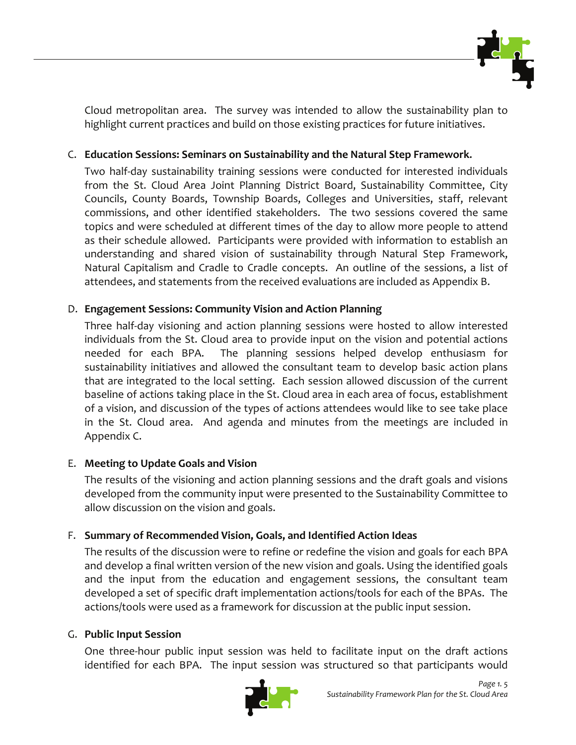Cloud metropolitan area. The survey was intended to allow the sustainability plan to highlight current practices and build on those existing practices for future initiatives.

C. **Education Sessions: Seminars on Sustainability and the Natural Step Framework.**

   Two half-day sustainability training sessions were conducted for interested individuals from the St. Cloud Area Joint Planning District Board, Sustainability Committee, City Councils, County Boards, Township Boards, Colleges and Universities, staff, relevant commissions, and other identified stakeholders. The two sessions covered the same topics and were scheduled at different times of the day to allow more people to attend as their schedule allowed. Participants were provided with information to establish an understanding and shared vision of sustainability through Natural Step Framework, Natural Capitalism and Cradle to Cradle concepts. An outline of the sessions, a list of attendees, and statements from the received evaluations are included as Appendix B.

D. **Engagement Sessions: Community Vision and Action Planning**

   Three half-day visioning and action planning sessions were hosted to allow interested individuals from the St. Cloud area to provide input on the vision and potential actions needed for each BPA. The planning sessions helped develop enthusiasm for sustainability initiatives and allowed the consultant team to develop basic action plans that are integrated to the local setting. Each session allowed discussion of the current baseline of actions taking place in the St. Cloud area in each area of focus, establishment of a vision, and discussion of the types of actions attendees would like to see take place in the St. Cloud area. And agenda and minutes from the meetings are included in Appendix C.

E. **Meeting to Update Goals and Vision**

   The results of the visioning and action planning sessions and the draft goals and visions developed from the community input were presented to the Sustainability Committee to allow discussion on the vision and goals.

F. **Summary of Recommended Vision, Goals, and Identified Action Ideas**

   The results of the discussion were to refine or redefine the vision and goals for each BPA and develop a final written version of the new vision and goals. Using the identified goals and the input from the education and engagement sessions, the consultant team developed a set of specific draft implementation actions/tools for each of the BPAs. The actions/tools were used as a framework for discussion at the public input session.

G. **Public Input Session**

   One three-hour public input session was held to facilitate input on the draft actions identified for each BPA. The input session was structured so that participants would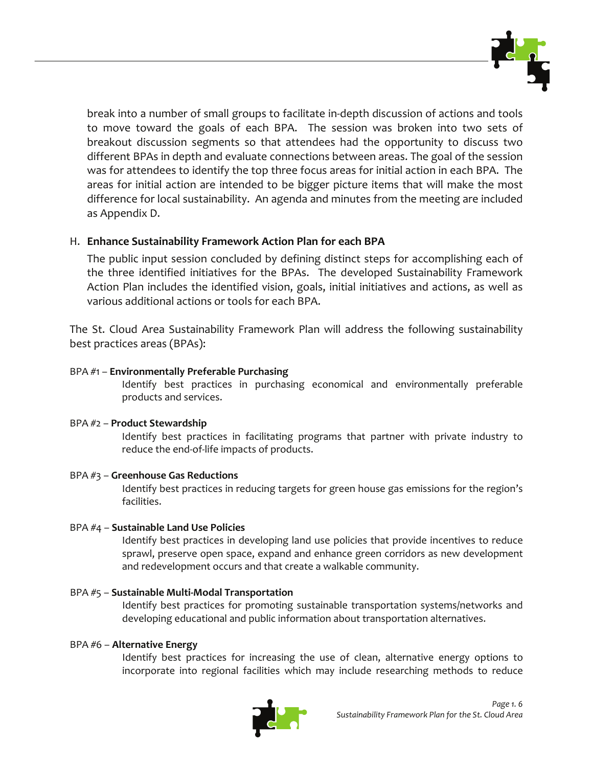break into a number of small groups to facilitate in-depth discussion of actions and tools to move toward the goals of each BPA. The session was broken into two sets of breakout discussion segments so that attendees had the opportunity to discuss two different BPAs in depth and evaluate connections between areas. The goal of the session was for attendees to identify the top three focus areas for initial action in each BPA. The areas for initial action are intended to be bigger picture items that will make the most difference for local sustainability. An agenda and minutes from the meeting are included as Appendix D.

### H. Enhance Sustainability Framework Action Plan for each BPA

The public input session concluded by defining distinct steps for accomplishing each of the three identified initiatives for the BPAs. The developed Sustainability Framework Action Plan includes the identified vision, goals, initial initiatives and actions, as well as various additional actions or tools for each BPA.

The St. Cloud Area Sustainability Framework Plan will address the following sustainability best practices areas (BPAs):

BPA #1 – **Environmentally Preferable Purchasing**

Identify best practices in purchasing economical and environmentally preferable products and services.

BPA #2 – **Product Stewardship**

Identify best practices in facilitating programs that partner with private industry to reduce the end-of-life impacts of products.

BPA #3 – **Greenhouse Gas Reductions**

Identify best practices in reducing targets for green house gas emissions for the region's facilities.

BPA #4 – **Sustainable Land Use Policies**

Identify best practices in developing land use policies that provide incentives to reduce sprawl, preserve open space, expand and enhance green corridors as new development and redevelopment occurs and that create a walkable community.

BPA #5 – **Sustainable Multi-Modal Transportation**

Identify best practices for promoting sustainable transportation systems/networks and developing educational and public information about transportation alternatives.

BPA #6 – **Alternative Energy**

Identify best practices for increasing the use of clean, alternative energy options to incorporate into regional facilities which may include researching methods to reduce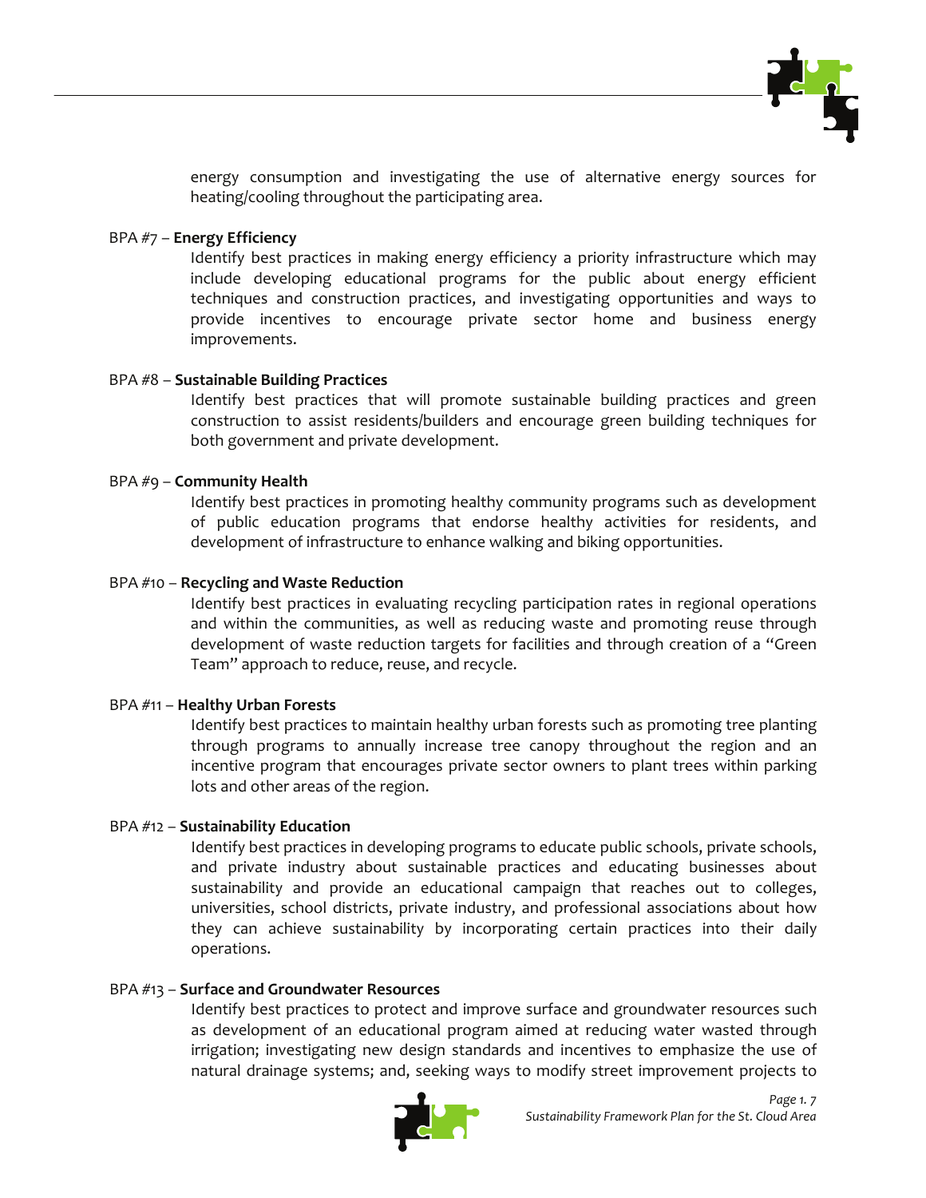energy consumption and investigating the use of alternative energy sources for heating/cooling throughout the participating area.

BPA #7 – **Energy Efficiency**

Identify best practices in making energy efficiency a priority infrastructure which may include developing educational programs for the public about energy efficient techniques and construction practices, and investigating opportunities and ways to provide incentives to encourage private sector home and business energy improvements.

BPA #8 – **Sustainable Building Practices**

Identify best practices that will promote sustainable building practices and green construction to assist residents/builders and encourage green building techniques for both government and private development.

BPA #9 – **Community Health**

Identify best practices in promoting healthy community programs such as development of public education programs that endorse healthy activities for residents, and development of infrastructure to enhance walking and biking opportunities.

BPA #10 – **Recycling and Waste Reduction**

Identify best practices in evaluating recycling participation rates in regional operations and within the communities, as well as reducing waste and promoting reuse through development of waste reduction targets for facilities and through creation of a "Green Team" approach to reduce, reuse, and recycle.

BPA #11 – **Healthy Urban Forests**

Identify best practices to maintain healthy urban forests such as promoting tree planting through programs to annually increase tree canopy throughout the region and an incentive program that encourages private sector owners to plant trees within parking lots and other areas of the region.

BPA #12 – **Sustainability Education**

Identify best practices in developing programs to educate public schools, private schools, and private industry about sustainable practices and educating businesses about sustainability and provide an educational campaign that reaches out to colleges, universities, school districts, private industry, and professional associations about how they can achieve sustainability by incorporating certain practices into their daily operations.

BPA #13 – **Surface and Groundwater Resources**

Identify best practices to protect and improve surface and groundwater resources such as development of an educational program aimed at reducing water wasted through irrigation; investigating new design standards and incentives to emphasize the use of natural drainage systems; and, seeking ways to modify street improvement projects to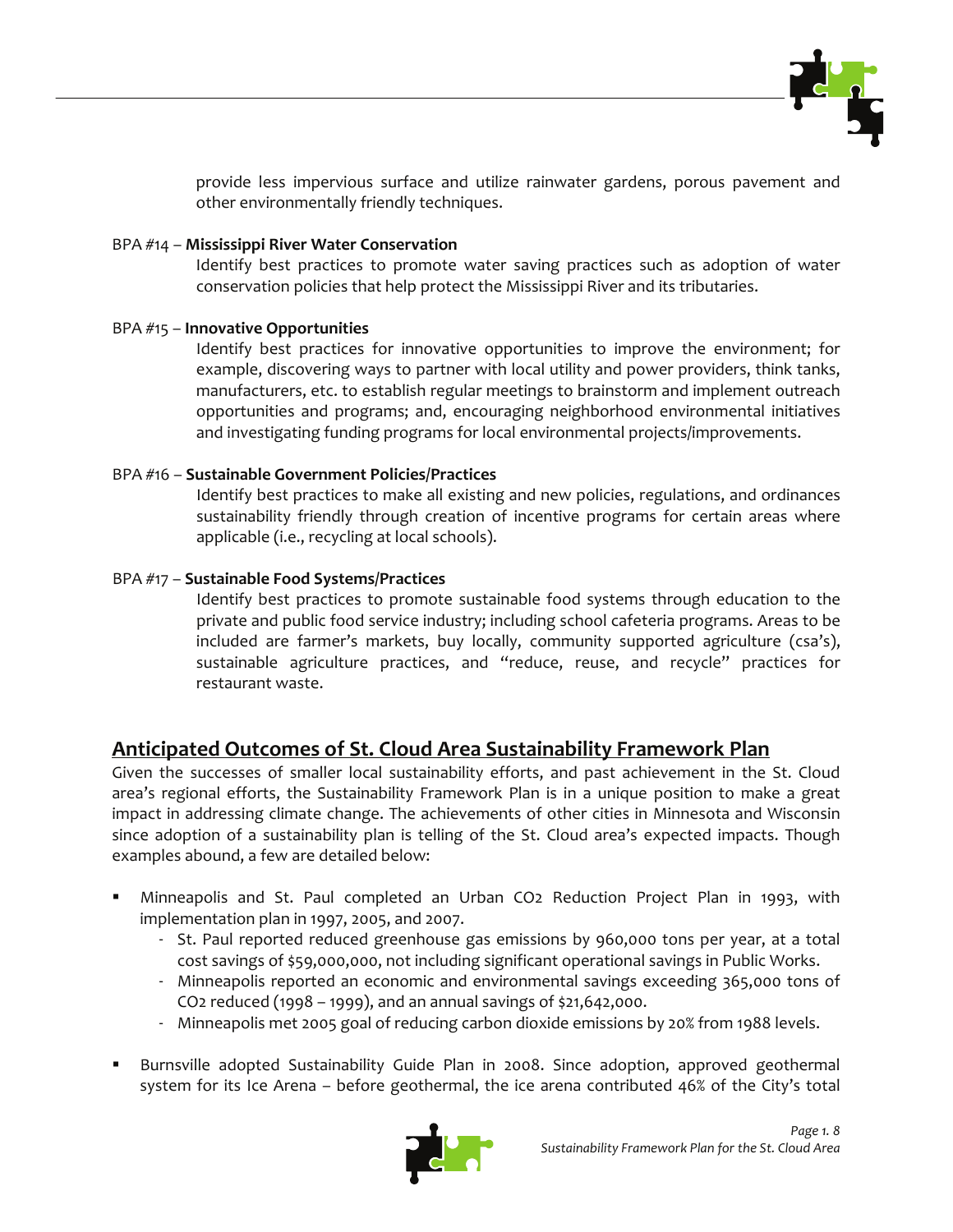provide less impervious surface and utilize rainwater gardens, porous pavement and other environmentally friendly techniques.

BPA #14 – **Mississippi River Water Conservation**

Identify best practices to promote water saving practices such as adoption of water conservation policies that help protect the Mississippi River and its tributaries.

BPA #15 – **Innovative Opportunities**

Identify best practices for innovative opportunities to improve the environment; for example, discovering ways to partner with local utility and power providers, think tanks, manufacturers, etc. to establish regular meetings to brainstorm and implement outreach opportunities and programs; and, encouraging neighborhood environmental initiatives and investigating funding programs for local environmental projects/improvements.

BPA #16 – **Sustainable Government Policies/Practices**

Identify best practices to make all existing and new policies, regulations, and ordinances sustainability friendly through creation of incentive programs for certain areas where applicable (i.e., recycling at local schools).

BPA #17 – **Sustainable Food Systems/Practices**

Identify best practices to promote sustainable food systems through education to the private and public food service industry; including school cafeteria programs. Areas to be included are farmer's markets, buy locally, community supported agriculture (csa's), sustainable agriculture practices, and "reduce, reuse, and recycle" practices for restaurant waste.

## Anticipated Outcomes of St. Cloud Area Sustainability Framework Plan

Given the successes of smaller local sustainability efforts, and past achievement in the St. Cloud area's regional efforts, the Sustainability Framework Plan is in a unique position to make a great impact in addressing climate change. The achievements of other cities in Minnesota and Wisconsin since adoption of a sustainability plan is telling of the St. Cloud area's expected impacts. Though examples abound, a few are detailed below:

- Minneapolis and St. Paul completed an Urban $CO_2$ Reduction Project Plan in 1993, with implementation plan in 1997, 2005, and 2007.
  - St. Paul reported reduced greenhouse gas emissions by 960,000 tons per year, at a total cost savings of $59,000,000, not including significant operational savings in Public Works.
  - Minneapolis reported an economic and environmental savings exceeding 365,000 tons of $CO_2$ reduced (1998 – 1999), and an annual savings of $21,642,000.
  - Minneapolis met 2005 goal of reducing carbon dioxide emissions by 20% from 1988 levels.

- Burnsville adopted Sustainability Guide Plan in 2008. Since adoption, approved geothermal system for its Ice Arena – before geothermal, the ice arena contributed 46% of the City's total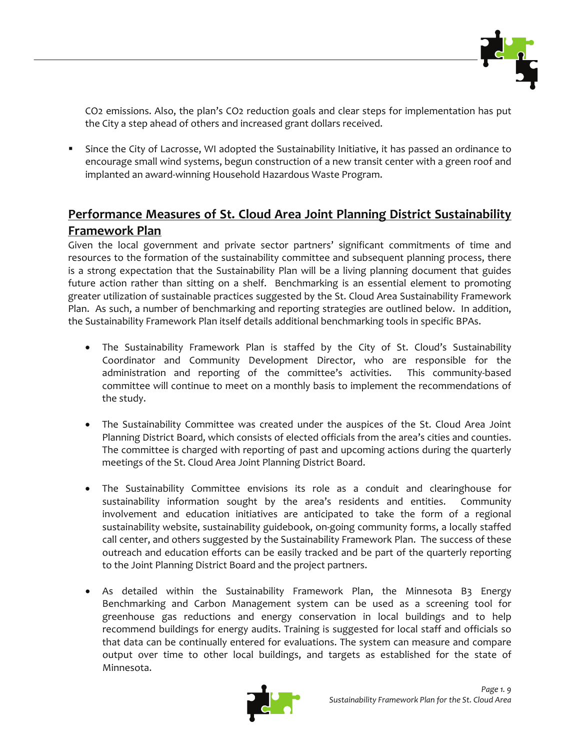CO2 emissions. Also, the plan's $CO_2$ reduction goals and clear steps for implementation has put the City a step ahead of others and increased grant dollars received.

- Since the City of Lacrosse, WI adopted the Sustainability Initiative, it has passed an ordinance to encourage small wind systems, begun construction of a new transit center with a green roof and implanted an award-winning Household Hazardous Waste Program.

## Performance Measures of St. Cloud Area Joint Planning District Sustainability Framework Plan

Given the local government and private sector partners' significant commitments of time and resources to the formation of the sustainability committee and subsequent planning process, there is a strong expectation that the Sustainability Plan will be a living planning document that guides future action rather than sitting on a shelf. Benchmarking is an essential element to promoting greater utilization of sustainable practices suggested by the St. Cloud Area Sustainability Framework Plan. As such, a number of benchmarking and reporting strategies are outlined below. In addition, the Sustainability Framework Plan itself details additional benchmarking tools in specific BPAs.

- The Sustainability Framework Plan is staffed by the City of St. Cloud's Sustainability Coordinator and Community Development Director, who are responsible for the administration and reporting of the committee's activities. This community-based committee will continue to meet on a monthly basis to implement the recommendations of the study.

- The Sustainability Committee was created under the auspices of the St. Cloud Area Joint Planning District Board, which consists of elected officials from the area's cities and counties. The committee is charged with reporting of past and upcoming actions during the quarterly meetings of the St. Cloud Area Joint Planning District Board.

- The Sustainability Committee envisions its role as a conduit and clearinghouse for sustainability information sought by the area's residents and entities. Community involvement and education initiatives are anticipated to take the form of a regional sustainability website, sustainability guidebook, on-going community forms, a locally staffed call center, and others suggested by the Sustainability Framework Plan. The success of these outreach and education efforts can be easily tracked and be part of the quarterly reporting to the Joint Planning District Board and the project partners.

- As detailed within the Sustainability Framework Plan, the Minnesota B3 Energy Benchmarking and Carbon Management system can be used as a screening tool for greenhouse gas reductions and energy conservation in local buildings and to help recommend buildings for energy audits. Training is suggested for local staff and officials so that data can be continually entered for evaluations. The system can measure and compare output over time to other local buildings, and targets as established for the state of Minnesota.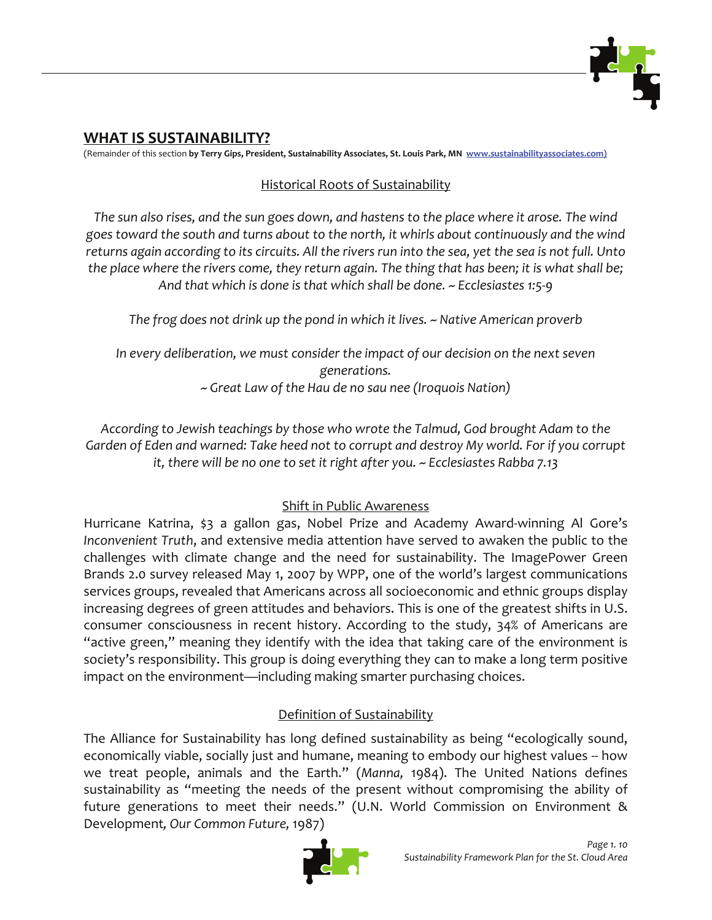## WHAT IS SUSTAINABILITY?

(Remainder of this section **by Terry Gips, President, Sustainability Associates, St. Louis Park, MN [www.sustainabilityassociates.com](http://www.sustainabilityassociates.com))**

### Historical Roots of Sustainability

*The sun also rises, and the sun goes down, and hastens to the place where it arose. The wind goes toward the south and turns about to the north, it whirls about continuously and the wind returns again according to its circuits. All the rivers run into the sea, yet the sea is not full. Unto the place where the rivers come, they return again. The thing that has been; it is what shall be; And that which is done is that which shall be done. ~ Ecclesiastes 1:5-9*

*The frog does not drink up the pond in which it lives. ~ Native American proverb*

*In every deliberation, we must consider the impact of our decision on the next seven generations.*
*~ Great Law of the Hau de no sau nee (Iroquois Nation)*

*According to Jewish teachings by those who wrote the Talmud, God brought Adam to the Garden of Eden and warned: Take heed not to corrupt and destroy My world. For if you corrupt it, there will be no one to set it right after you. ~ Ecclesiastes Rabba 7.13*

### Shift in Public Awareness

Hurricane Katrina, $3 a gallon gas, Nobel Prize and Academy Award-winning Al Gore's *Inconvenient Truth*, and extensive media attention have served to awaken the public to the challenges with climate change and the need for sustainability. The ImagePower Green Brands 2.0 survey released May 1, 2007 by WPP, one of the world's largest communications services groups, revealed that Americans across all socioeconomic and ethnic groups display increasing degrees of green attitudes and behaviors. This is one of the greatest shifts in U.S. consumer consciousness in recent history. According to the study, 34% of Americans are "active green," meaning they identify with the idea that taking care of the environment is society's responsibility. This group is doing everything they can to make a long term positive impact on the environment—including making smarter purchasing choices.

### Definition of Sustainability

The Alliance for Sustainability has long defined sustainability as being "ecologically sound, economically viable, socially just and humane, meaning to embody our highest values -- how we treat people, animals and the Earth." (*Manna,* 1984). The United Nations defines sustainability as "meeting the needs of the present without compromising the ability of future generations to meet their needs." (U.N. World Commission on Environment & Development*, Our Common Future,* 1987)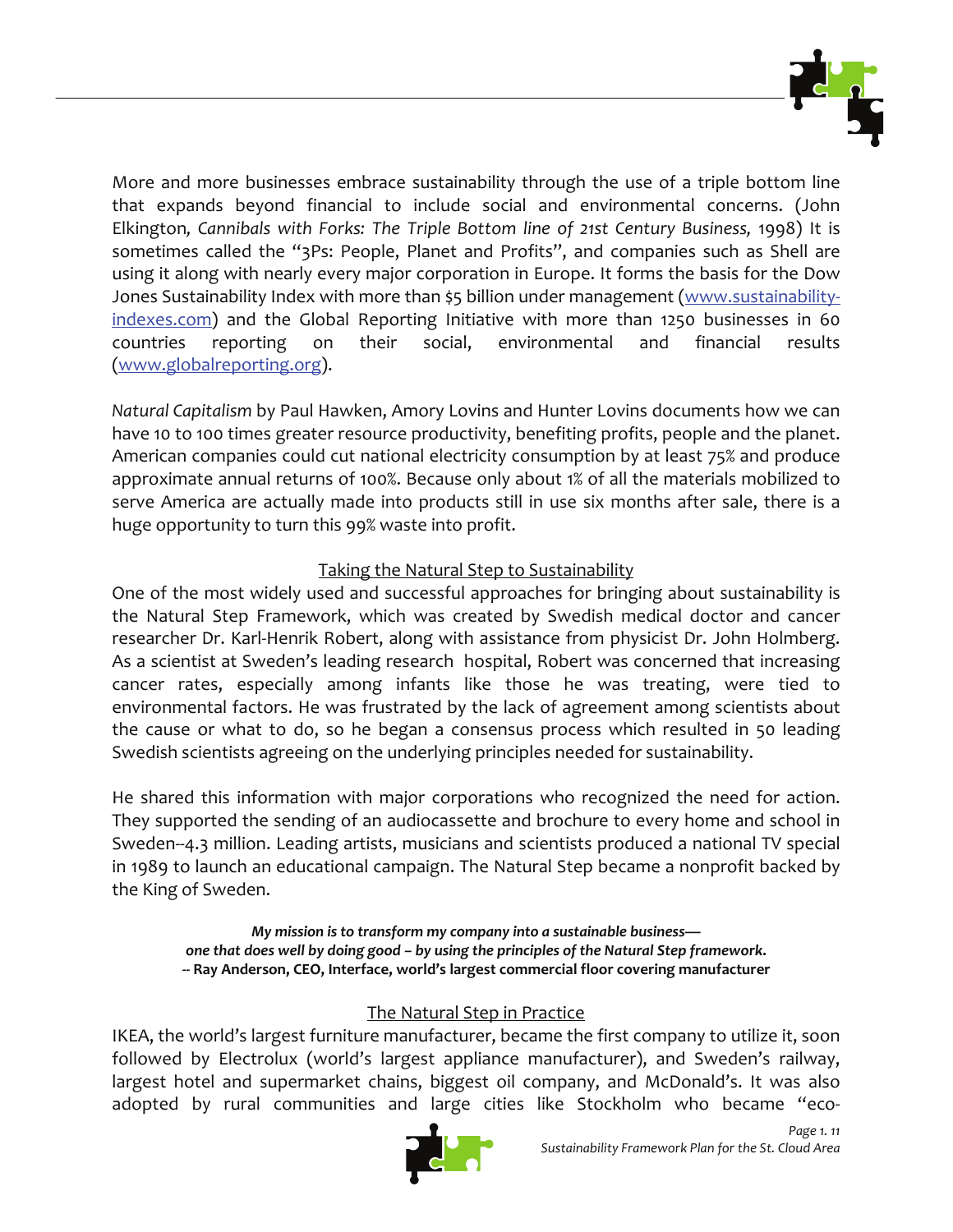More and more businesses embrace sustainability through the use of a triple bottom line that expands beyond financial to include social and environmental concerns. (John Elkington*, Cannibals with Forks: The Triple Bottom line of 21st Century Business,* 1998) It is sometimes called the "3Ps: People, Planet and Profits", and companies such as Shell are using it along with nearly every major corporation in Europe. It forms the basis for the Dow Jones Sustainability Index with more than $5 billion under management (www.sustainability-indexes.com) and the Global Reporting Initiative with more than 1250 businesses in 60 countries reporting on their social, environmental and financial results (www.globalreporting.org).

*Natural Capitalism* by Paul Hawken, Amory Lovins and Hunter Lovins documents how we can have 10 to 100 times greater resource productivity, benefiting profits, people and the planet. American companies could cut national electricity consumption by at least 75% and produce approximate annual returns of 100%. Because only about 1% of all the materials mobilized to serve America are actually made into products still in use six months after sale, there is a huge opportunity to turn this 99% waste into profit.

## Taking the Natural Step to Sustainability

One of the most widely used and successful approaches for bringing about sustainability is the Natural Step Framework, which was created by Swedish medical doctor and cancer researcher Dr. Karl-Henrik Robert, along with assistance from physicist Dr. John Holmberg. As a scientist at Sweden's leading research hospital, Robert was concerned that increasing cancer rates, especially among infants like those he was treating, were tied to environmental factors. He was frustrated by the lack of agreement among scientists about the cause or what to do, so he began a consensus process which resulted in 50 leading Swedish scientists agreeing on the underlying principles needed for sustainability.

He shared this information with major corporations who recognized the need for action. They supported the sending of an audiocassette and brochure to every home and school in Sweden--4.3 million. Leading artists, musicians and scientists produced a national TV special in 1989 to launch an educational campaign. The Natural Step became a nonprofit backed by the King of Sweden.

> ***My mission is to transform my company into a sustainable business—***
> ***one that does well by doing good – by using the principles of the Natural Step framework.***
> **-- Ray Anderson, CEO, Interface, world's largest commercial floor covering manufacturer**

## The Natural Step in Practice

IKEA, the world's largest furniture manufacturer, became the first company to utilize it, soon followed by Electrolux (world's largest appliance manufacturer), and Sweden's railway, largest hotel and supermarket chains, biggest oil company, and McDonald's. It was also adopted by rural communities and large cities like Stockholm who became "eco-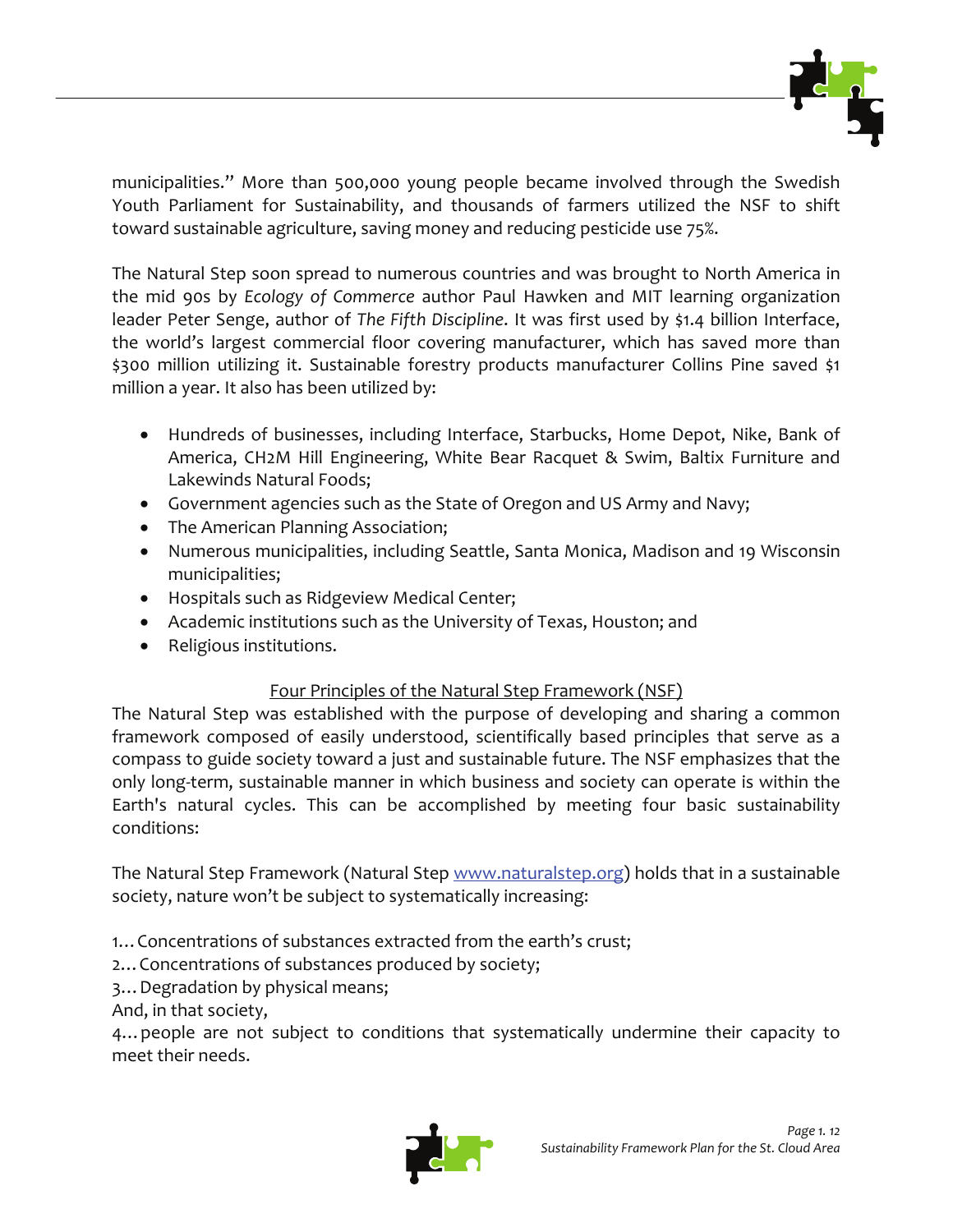municipalities." More than 500,000 young people became involved through the Swedish Youth Parliament for Sustainability, and thousands of farmers utilized the NSF to shift toward sustainable agriculture, saving money and reducing pesticide use 75%.

The Natural Step soon spread to numerous countries and was brought to North America in the mid 90s by *Ecology of Commerce* author Paul Hawken and MIT learning organization leader Peter Senge, author of *The Fifth Discipline*. It was first used by $1.4 billion Interface, the world's largest commercial floor covering manufacturer, which has saved more than $300 million utilizing it. Sustainable forestry products manufacturer Collins Pine saved $1 million a year. It also has been utilized by:

- Hundreds of businesses, including Interface, Starbucks, Home Depot, Nike, Bank of America, CH2M Hill Engineering, White Bear Racquet & Swim, Baltix Furniture and Lakewinds Natural Foods;
- Government agencies such as the State of Oregon and US Army and Navy;
- The American Planning Association;
- Numerous municipalities, including Seattle, Santa Monica, Madison and 19 Wisconsin municipalities;
- Hospitals such as Ridgeview Medical Center;
- Academic institutions such as the University of Texas, Houston; and
- Religious institutions.

## Four Principles of the Natural Step Framework (NSF)

The Natural Step was established with the purpose of developing and sharing a common framework composed of easily understood, scientifically based principles that serve as a compass to guide society toward a just and sustainable future. The NSF emphasizes that the only long-term, sustainable manner in which business and society can operate is within the Earth's natural cycles. This can be accomplished by meeting four basic sustainability conditions:

The Natural Step Framework (Natural Step [www.naturalstep.org](http://www.naturalstep.org)) holds that in a sustainable society, nature won't be subject to systematically increasing:

1…Concentrations of substances extracted from the earth's crust;
2…Concentrations of substances produced by society;
3…Degradation by physical means;
And, in that society,
4…people are not subject to conditions that systematically undermine their capacity to meet their needs.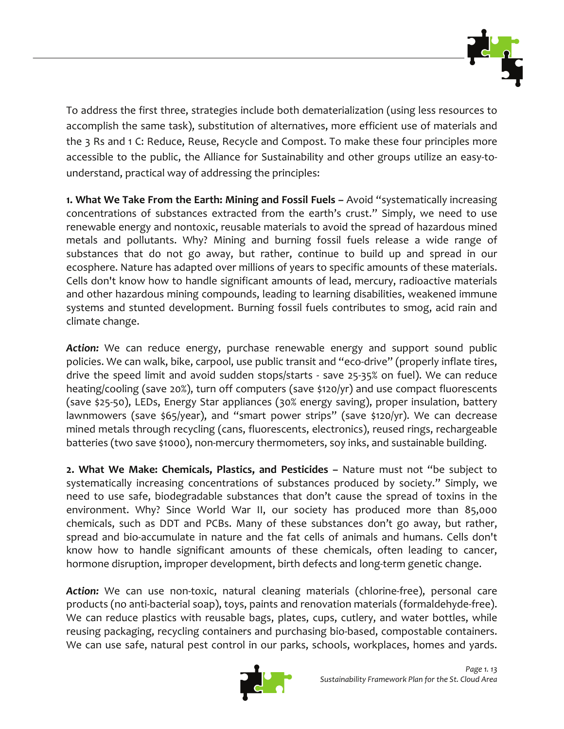To address the first three, strategies include both dematerialization (using less resources to accomplish the same task), substitution of alternatives, more efficient use of materials and the 3 Rs and 1 C: Reduce, Reuse, Recycle and Compost. To make these four principles more accessible to the public, the Alliance for Sustainability and other groups utilize an easy-to-understand, practical way of addressing the principles:

**1. What We Take From the Earth: Mining and Fossil Fuels –** Avoid "systematically increasing concentrations of substances extracted from the earth's crust." Simply, we need to use renewable energy and nontoxic, reusable materials to avoid the spread of hazardous mined metals and pollutants. Why? Mining and burning fossil fuels release a wide range of substances that do not go away, but rather, continue to build up and spread in our ecosphere. Nature has adapted over millions of years to specific amounts of these materials. Cells don't know how to handle significant amounts of lead, mercury, radioactive materials and other hazardous mining compounds, leading to learning disabilities, weakened immune systems and stunted development. Burning fossil fuels contributes to smog, acid rain and climate change.

***Action:*** We can reduce energy, purchase renewable energy and support sound public policies. We can walk, bike, carpool, use public transit and "eco-drive" (properly inflate tires, drive the speed limit and avoid sudden stops/starts - save 25-35% on fuel). We can reduce heating/cooling (save 20%), turn off computers (save $120/yr) and use compact fluorescents (save $25-50), LEDs, Energy Star appliances (30% energy saving), proper insulation, battery lawnmowers (save $65/year), and "smart power strips" (save $120/yr). We can decrease mined metals through recycling (cans, fluorescents, electronics), reused rings, rechargeable batteries (two save $1000), non-mercury thermometers, soy inks, and sustainable building.

**2. What We Make: Chemicals, Plastics, and Pesticides –** Nature must not "be subject to systematically increasing concentrations of substances produced by society." Simply, we need to use safe, biodegradable substances that don't cause the spread of toxins in the environment. Why? Since World War II, our society has produced more than 85,000 chemicals, such as DDT and PCBs. Many of these substances don't go away, but rather, spread and bio-accumulate in nature and the fat cells of animals and humans. Cells don't know how to handle significant amounts of these chemicals, often leading to cancer, hormone disruption, improper development, birth defects and long-term genetic change.

***Action:*** We can use non-toxic, natural cleaning materials (chlorine-free), personal care products (no anti-bacterial soap), toys, paints and renovation materials (formaldehyde-free). We can reduce plastics with reusable bags, plates, cups, cutlery, and water bottles, while reusing packaging, recycling containers and purchasing bio-based, compostable containers. We can use safe, natural pest control in our parks, schools, workplaces, homes and yards.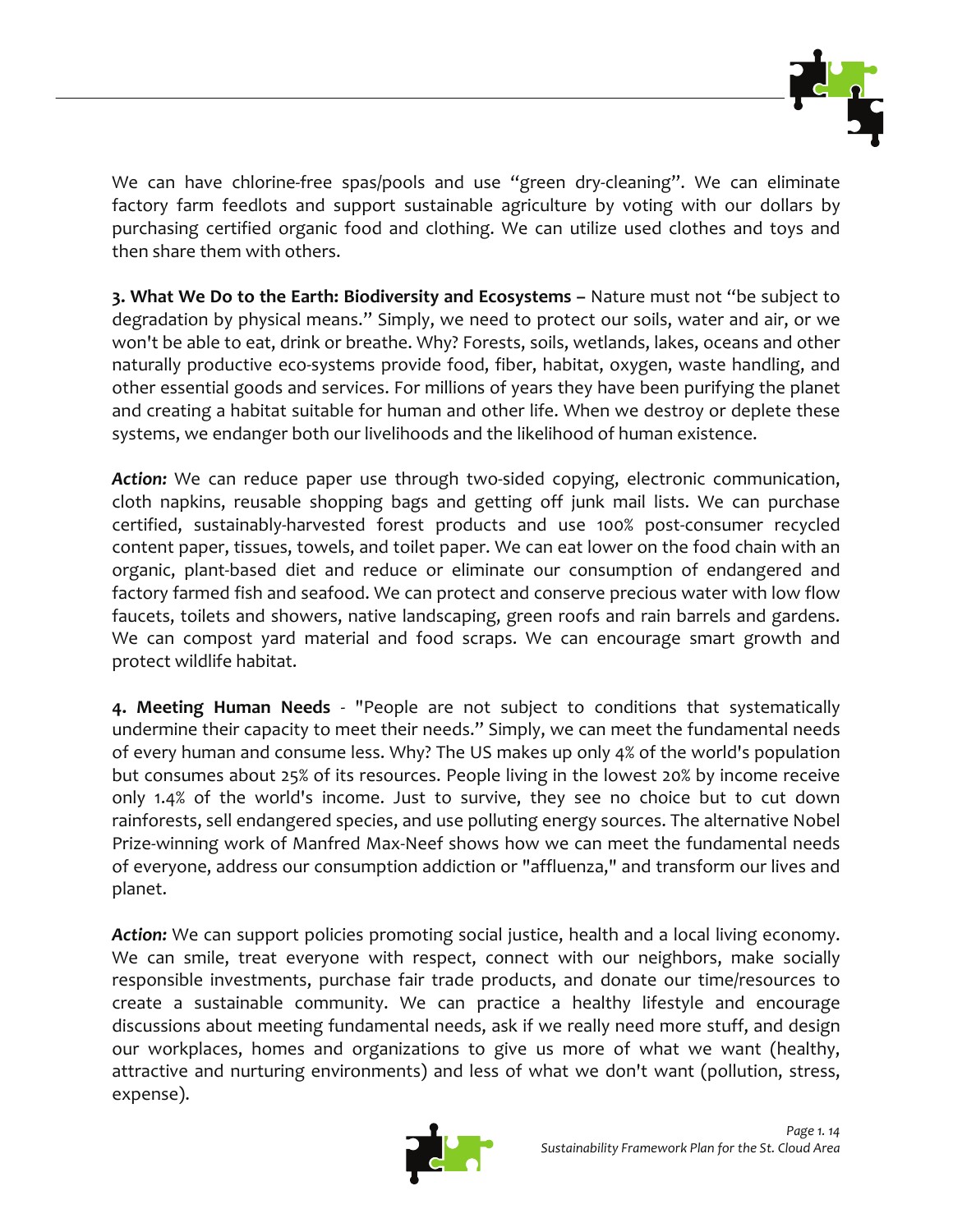We can have chlorine-free spas/pools and use “green dry-cleaning”. We can eliminate factory farm feedlots and support sustainable agriculture by voting with our dollars by purchasing certified organic food and clothing. We can utilize used clothes and toys and then share them with others.

**3. What We Do to the Earth: Biodiversity and Ecosystems –** Nature must not “be subject to degradation by physical means.” Simply, we need to protect our soils, water and air, or we won't be able to eat, drink or breathe. Why? Forests, soils, wetlands, lakes, oceans and other naturally productive eco-systems provide food, fiber, habitat, oxygen, waste handling, and other essential goods and services. For millions of years they have been purifying the planet and creating a habitat suitable for human and other life. When we destroy or deplete these systems, we endanger both our livelihoods and the likelihood of human existence.

***Action:*** We can reduce paper use through two-sided copying, electronic communication, cloth napkins, reusable shopping bags and getting off junk mail lists. We can purchase certified, sustainably-harvested forest products and use 100% post-consumer recycled content paper, tissues, towels, and toilet paper. We can eat lower on the food chain with an organic, plant-based diet and reduce or eliminate our consumption of endangered and factory farmed fish and seafood. We can protect and conserve precious water with low flow faucets, toilets and showers, native landscaping, green roofs and rain barrels and gardens. We can compost yard material and food scraps. We can encourage smart growth and protect wildlife habitat.

**4. Meeting Human Needs** - "People are not subject to conditions that systematically undermine their capacity to meet their needs.” Simply, we can meet the fundamental needs of every human and consume less. Why? The US makes up only 4% of the world's population but consumes about 25% of its resources. People living in the lowest 20% by income receive only 1.4% of the world's income. Just to survive, they see no choice but to cut down rainforests, sell endangered species, and use polluting energy sources. The alternative Nobel Prize-winning work of Manfred Max-Neef shows how we can meet the fundamental needs of everyone, address our consumption addiction or "affluenza," and transform our lives and planet.

***Action:*** We can support policies promoting social justice, health and a local living economy. We can smile, treat everyone with respect, connect with our neighbors, make socially responsible investments, purchase fair trade products, and donate our time/resources to create a sustainable community. We can practice a healthy lifestyle and encourage discussions about meeting fundamental needs, ask if we really need more stuff, and design our workplaces, homes and organizations to give us more of what we want (healthy, attractive and nurturing environments) and less of what we don't want (pollution, stress, expense).